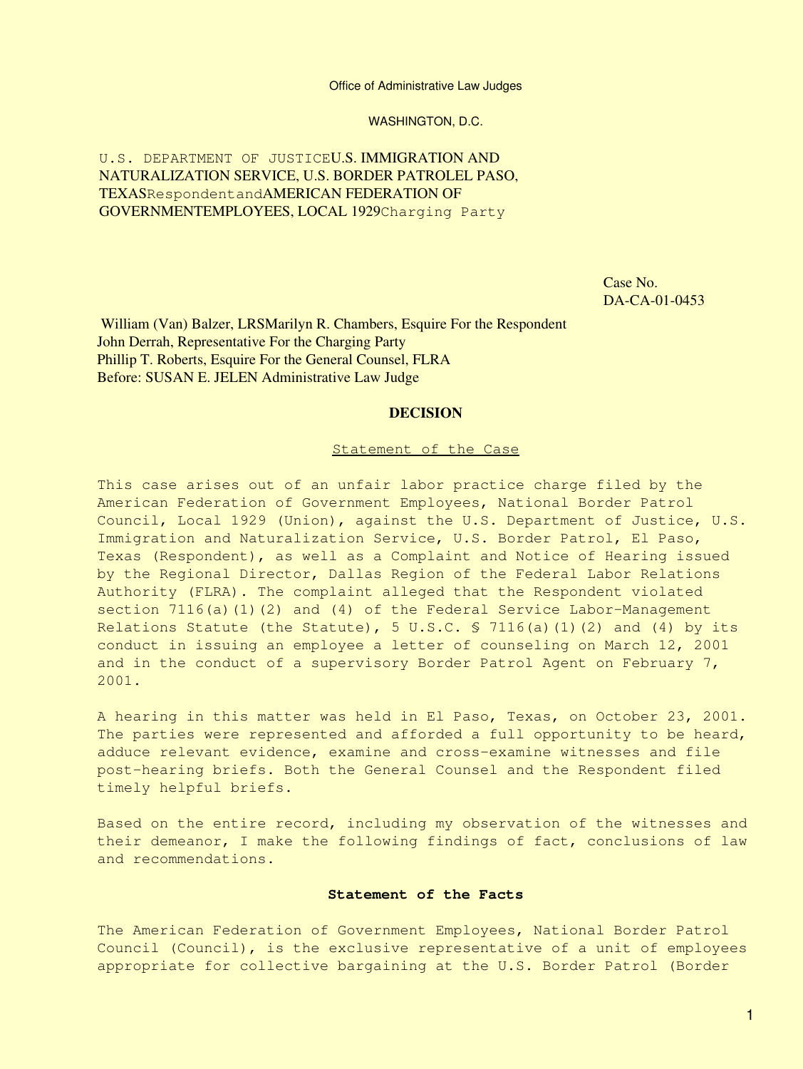Office of Administrative Law Judges

WASHINGTON, D.C.

U.S. DEPARTMENT OF JUSTICEU.S. IMMIGRATION AND NATURALIZATION SERVICE, U.S. BORDER PATROLEL PASO, TEXASRespondentandAMERICAN FEDERATION OF GOVERNMENTEMPLOYEES, LOCAL 1929Charging Party

Case No. DA-CA-01-0453

William (Van) Balzer, LRSMarilyn R. Chambers, Esquire For the Respondent
John Derrah, Representative For the Charging Party
Phillip T. Roberts, Esquire For the General Counsel, FLRA
Before: SUSAN E. JELEN Administrative Law Judge

## DECISION

### Statement of the Case

This case arises out of an unfair labor practice charge filed by the American Federation of Government Employees, National Border Patrol Council, Local 1929 (Union), against the U.S. Department of Justice, U.S. Immigration and Naturalization Service, U.S. Border Patrol, El Paso, Texas (Respondent), as well as a Complaint and Notice of Hearing issued by the Regional Director, Dallas Region of the Federal Labor Relations Authority (FLRA). The complaint alleged that the Respondent violated section 7116(a)(1)(2) and (4) of the Federal Service Labor-Management Relations Statute (the Statute), 5 U.S.C. § 7116(a)(1)(2) and (4) by its conduct in issuing an employee a letter of counseling on March 12, 2001 and in the conduct of a supervisory Border Patrol Agent on February 7, 2001.

A hearing in this matter was held in El Paso, Texas, on October 23, 2001. The parties were represented and afforded a full opportunity to be heard, adduce relevant evidence, examine and cross-examine witnesses and file post-hearing briefs. Both the General Counsel and the Respondent filed timely helpful briefs.

Based on the entire record, including my observation of the witnesses and their demeanor, I make the following findings of fact, conclusions of law and recommendations.

### Statement of the Facts

The American Federation of Government Employees, National Border Patrol Council (Council), is the exclusive representative of a unit of employees appropriate for collective bargaining at the U.S. Border Patrol (Border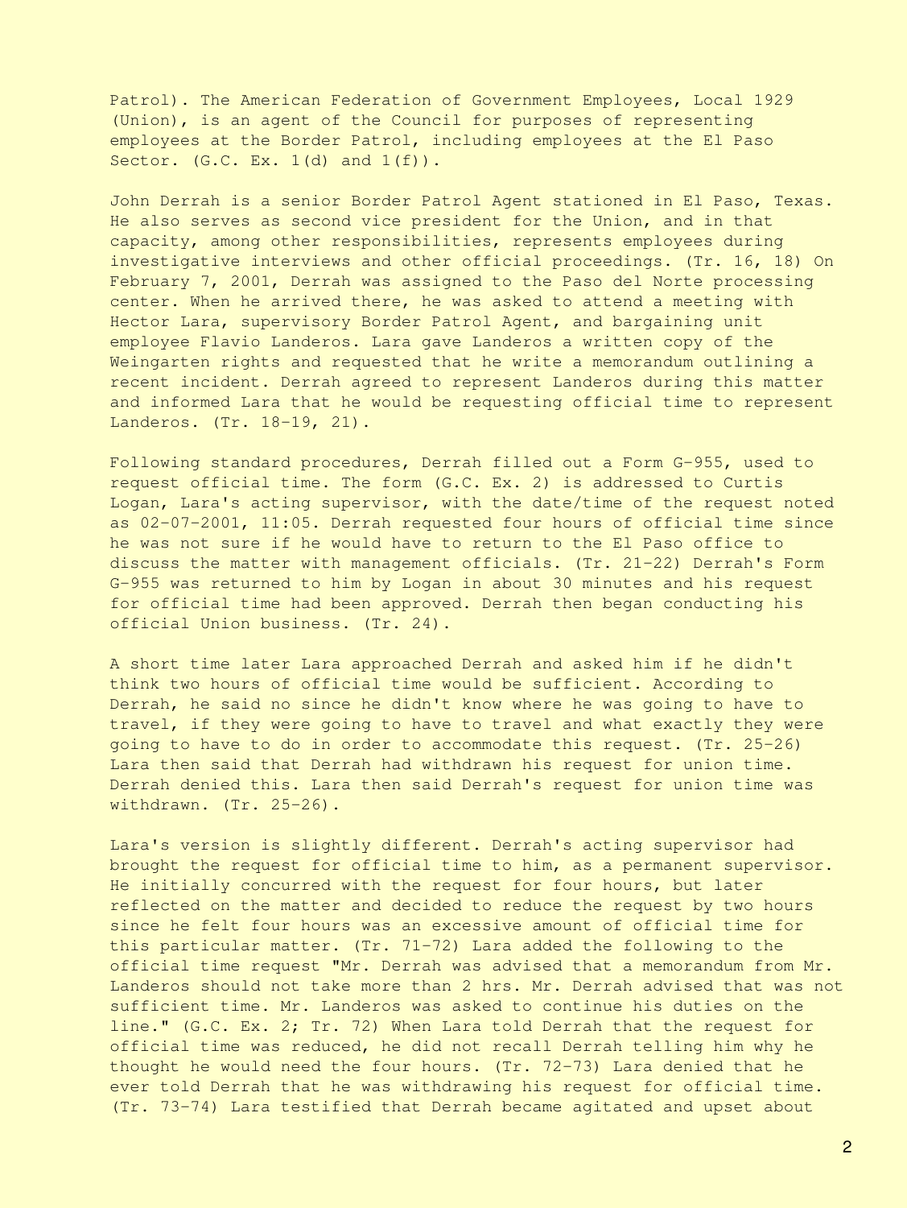Patrol). The American Federation of Government Employees, Local 1929 (Union), is an agent of the Council for purposes of representing employees at the Border Patrol, including employees at the El Paso Sector. (G.C. Ex. 1(d) and 1(f)).

John Derrah is a senior Border Patrol Agent stationed in El Paso, Texas. He also serves as second vice president for the Union, and in that capacity, among other responsibilities, represents employees during investigative interviews and other official proceedings. (Tr. 16, 18) On February 7, 2001, Derrah was assigned to the Paso del Norte processing center. When he arrived there, he was asked to attend a meeting with Hector Lara, supervisory Border Patrol Agent, and bargaining unit employee Flavio Landeros. Lara gave Landeros a written copy of the Weingarten rights and requested that he write a memorandum outlining a recent incident. Derrah agreed to represent Landeros during this matter and informed Lara that he would be requesting official time to represent Landeros. (Tr. 18-19, 21).

Following standard procedures, Derrah filled out a Form G-955, used to request official time. The form (G.C. Ex. 2) is addressed to Curtis Logan, Lara's acting supervisor, with the date/time of the request noted as 02-07-2001, 11:05. Derrah requested four hours of official time since he was not sure if he would have to return to the El Paso office to discuss the matter with management officials. (Tr. 21-22) Derrah's Form G-955 was returned to him by Logan in about 30 minutes and his request for official time had been approved. Derrah then began conducting his official Union business. (Tr. 24).

A short time later Lara approached Derrah and asked him if he didn't think two hours of official time would be sufficient. According to Derrah, he said no since he didn't know where he was going to have to travel, if they were going to have to travel and what exactly they were going to have to do in order to accommodate this request. (Tr. 25-26) Lara then said that Derrah had withdrawn his request for union time. Derrah denied this. Lara then said Derrah's request for union time was withdrawn. (Tr. 25-26).

Lara's version is slightly different. Derrah's acting supervisor had brought the request for official time to him, as a permanent supervisor. He initially concurred with the request for four hours, but later reflected on the matter and decided to reduce the request by two hours since he felt four hours was an excessive amount of official time for this particular matter. (Tr. 71-72) Lara added the following to the official time request "Mr. Derrah was advised that a memorandum from Mr. Landeros should not take more than 2 hrs. Mr. Derrah advised that was not sufficient time. Mr. Landeros was asked to continue his duties on the line." (G.C. Ex. 2; Tr. 72) When Lara told Derrah that the request for official time was reduced, he did not recall Derrah telling him why he thought he would need the four hours. (Tr. 72-73) Lara denied that he ever told Derrah that he was withdrawing his request for official time. (Tr. 73-74) Lara testified that Derrah became agitated and upset about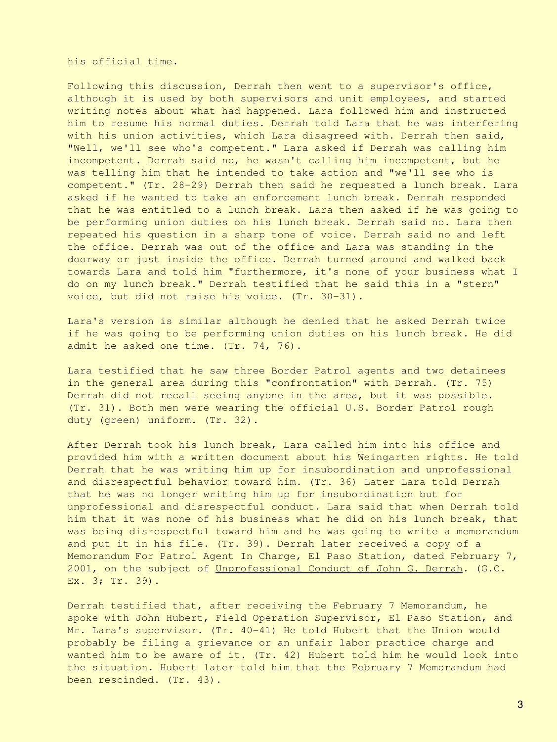his official time.

Following this discussion, Derrah then went to a supervisor's office, although it is used by both supervisors and unit employees, and started writing notes about what had happened. Lara followed him and instructed him to resume his normal duties. Derrah told Lara that he was interfering with his union activities, which Lara disagreed with. Derrah then said, "Well, we'll see who's competent." Lara asked if Derrah was calling him incompetent. Derrah said no, he wasn't calling him incompetent, but he was telling him that he intended to take action and "we'll see who is competent." (Tr. 28-29) Derrah then said he requested a lunch break. Lara asked if he wanted to take an enforcement lunch break. Derrah responded that he was entitled to a lunch break. Lara then asked if he was going to be performing union duties on his lunch break. Derrah said no. Lara then repeated his question in a sharp tone of voice. Derrah said no and left the office. Derrah was out of the office and Lara was standing in the doorway or just inside the office. Derrah turned around and walked back towards Lara and told him "furthermore, it's none of your business what I do on my lunch break." Derrah testified that he said this in a "stern" voice, but did not raise his voice. (Tr. 30-31).

Lara's version is similar although he denied that he asked Derrah twice if he was going to be performing union duties on his lunch break. He did admit he asked one time. (Tr. 74, 76).

Lara testified that he saw three Border Patrol agents and two detainees in the general area during this "confrontation" with Derrah. (Tr. 75) Derrah did not recall seeing anyone in the area, but it was possible. (Tr. 31). Both men were wearing the official U.S. Border Patrol rough duty (green) uniform. (Tr. 32).

After Derrah took his lunch break, Lara called him into his office and provided him with a written document about his Weingarten rights. He told Derrah that he was writing him up for insubordination and unprofessional and disrespectful behavior toward him. (Tr. 36) Later Lara told Derrah that he was no longer writing him up for insubordination but for unprofessional and disrespectful conduct. Lara said that when Derrah told him that it was none of his business what he did on his lunch break, that was being disrespectful toward him and he was going to write a memorandum and put it in his file. (Tr. 39). Derrah later received a copy of a Memorandum For Patrol Agent In Charge, El Paso Station, dated February 7, 2001, on the subject of Unprofessional Conduct of John G. Derrah. (G.C. Ex. 3; Tr. 39).

Derrah testified that, after receiving the February 7 Memorandum, he spoke with John Hubert, Field Operation Supervisor, El Paso Station, and Mr. Lara's supervisor. (Tr. 40-41) He told Hubert that the Union would probably be filing a grievance or an unfair labor practice charge and wanted him to be aware of it. (Tr. 42) Hubert told him he would look into the situation. Hubert later told him that the February 7 Memorandum had been rescinded. (Tr. 43).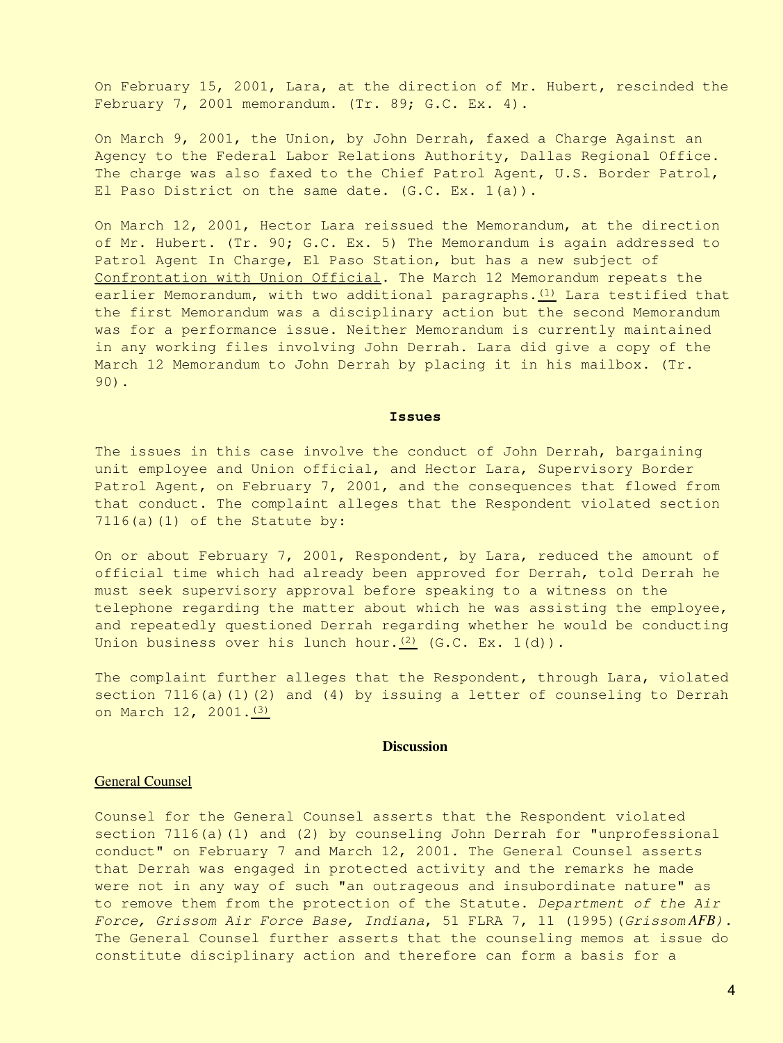On February 15, 2001, Lara, at the direction of Mr. Hubert, rescinded the February 7, 2001 memorandum. (Tr. 89; G.C. Ex. 4).

On March 9, 2001, the Union, by John Derrah, faxed a Charge Against an Agency to the Federal Labor Relations Authority, Dallas Regional Office. The charge was also faxed to the Chief Patrol Agent, U.S. Border Patrol, El Paso District on the same date. (G.C. Ex. 1(a)).

On March 12, 2001, Hector Lara reissued the Memorandum, at the direction of Mr. Hubert. (Tr. 90; G.C. Ex. 5) The Memorandum is again addressed to Patrol Agent In Charge, El Paso Station, but has a new subject of Confrontation with Union Official. The March 12 Memorandum repeats the earlier Memorandum, with two additional paragraphs.[(1)] Lara testified that the first Memorandum was a disciplinary action but the second Memorandum was for a performance issue. Neither Memorandum is currently maintained in any working files involving John Derrah. Lara did give a copy of the March 12 Memorandum to John Derrah by placing it in his mailbox. (Tr. 90).

## Issues

The issues in this case involve the conduct of John Derrah, bargaining unit employee and Union official, and Hector Lara, Supervisory Border Patrol Agent, on February 7, 2001, and the consequences that flowed from that conduct. The complaint alleges that the Respondent violated section 7116(a)(1) of the Statute by:

On or about February 7, 2001, Respondent, by Lara, reduced the amount of official time which had already been approved for Derrah, told Derrah he must seek supervisory approval before speaking to a witness on the telephone regarding the matter about which he was assisting the employee, and repeatedly questioned Derrah regarding whether he would be conducting Union business over his lunch hour.[(2)] (G.C. Ex. 1(d)).

The complaint further alleges that the Respondent, through Lara, violated section 7116(a)(1)(2) and (4) by issuing a letter of counseling to Derrah on March 12, 2001.[(3)]

## Discussion

### General Counsel

Counsel for the General Counsel asserts that the Respondent violated section 7116(a)(1) and (2) by counseling John Derrah for "unprofessional conduct" on February 7 and March 12, 2001. The General Counsel asserts that Derrah was engaged in protected activity and the remarks he made were not in any way of such "an outrageous and insubordinate nature" as to remove them from the protection of the Statute. *Department of the Air Force, Grissom Air Force Base, Indiana*, 51 FLRA 7, 11 (1995)(*Grissom AFB).* The General Counsel further asserts that the counseling memos at issue do constitute disciplinary action and therefore can form a basis for a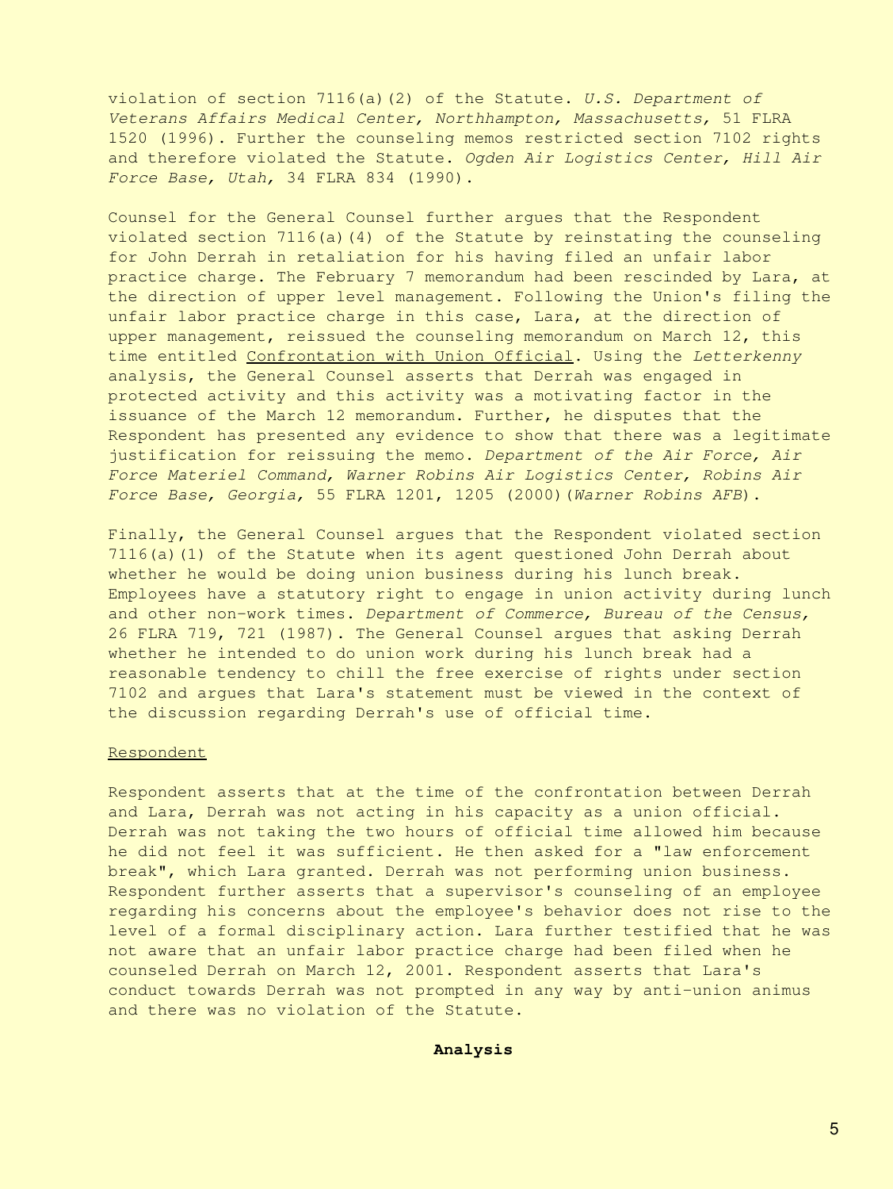violation of section 7116(a)(2) of the Statute. *U.S. Department of Veterans Affairs Medical Center, Northhampton, Massachusetts,* 51 FLRA 1520 (1996). Further the counseling memos restricted section 7102 rights and therefore violated the Statute. *Ogden Air Logistics Center, Hill Air Force Base, Utah,* 34 FLRA 834 (1990).

Counsel for the General Counsel further argues that the Respondent violated section 7116(a)(4) of the Statute by reinstating the counseling for John Derrah in retaliation for his having filed an unfair labor practice charge. The February 7 memorandum had been rescinded by Lara, at the direction of upper level management. Following the Union's filing the unfair labor practice charge in this case, Lara, at the direction of upper management, reissued the counseling memorandum on March 12, this time entitled <u>Confrontation with Union Official</u>. Using the *Letterkenny* analysis, the General Counsel asserts that Derrah was engaged in protected activity and this activity was a motivating factor in the issuance of the March 12 memorandum. Further, he disputes that the Respondent has presented any evidence to show that there was a legitimate justification for reissuing the memo. *Department of the Air Force, Air Force Materiel Command, Warner Robins Air Logistics Center, Robins Air Force Base, Georgia,* 55 FLRA 1201, 1205 (2000)(*Warner Robins AFB*).

Finally, the General Counsel argues that the Respondent violated section 7116(a)(1) of the Statute when its agent questioned John Derrah about whether he would be doing union business during his lunch break. Employees have a statutory right to engage in union activity during lunch and other non-work times. *Department of Commerce, Bureau of the Census,* 26 FLRA 719, 721 (1987). The General Counsel argues that asking Derrah whether he intended to do union work during his lunch break had a reasonable tendency to chill the free exercise of rights under section 7102 and argues that Lara's statement must be viewed in the context of the discussion regarding Derrah's use of official time.

<u>Respondent</u>

Respondent asserts that at the time of the confrontation between Derrah and Lara, Derrah was not acting in his capacity as a union official. Derrah was not taking the two hours of official time allowed him because he did not feel it was sufficient. He then asked for a "law enforcement break", which Lara granted. Derrah was not performing union business. Respondent further asserts that a supervisor's counseling of an employee regarding his concerns about the employee's behavior does not rise to the level of a formal disciplinary action. Lara further testified that he was not aware that an unfair labor practice charge had been filed when he counseled Derrah on March 12, 2001. Respondent asserts that Lara's conduct towards Derrah was not prompted in any way by anti-union animus and there was no violation of the Statute.

**Analysis**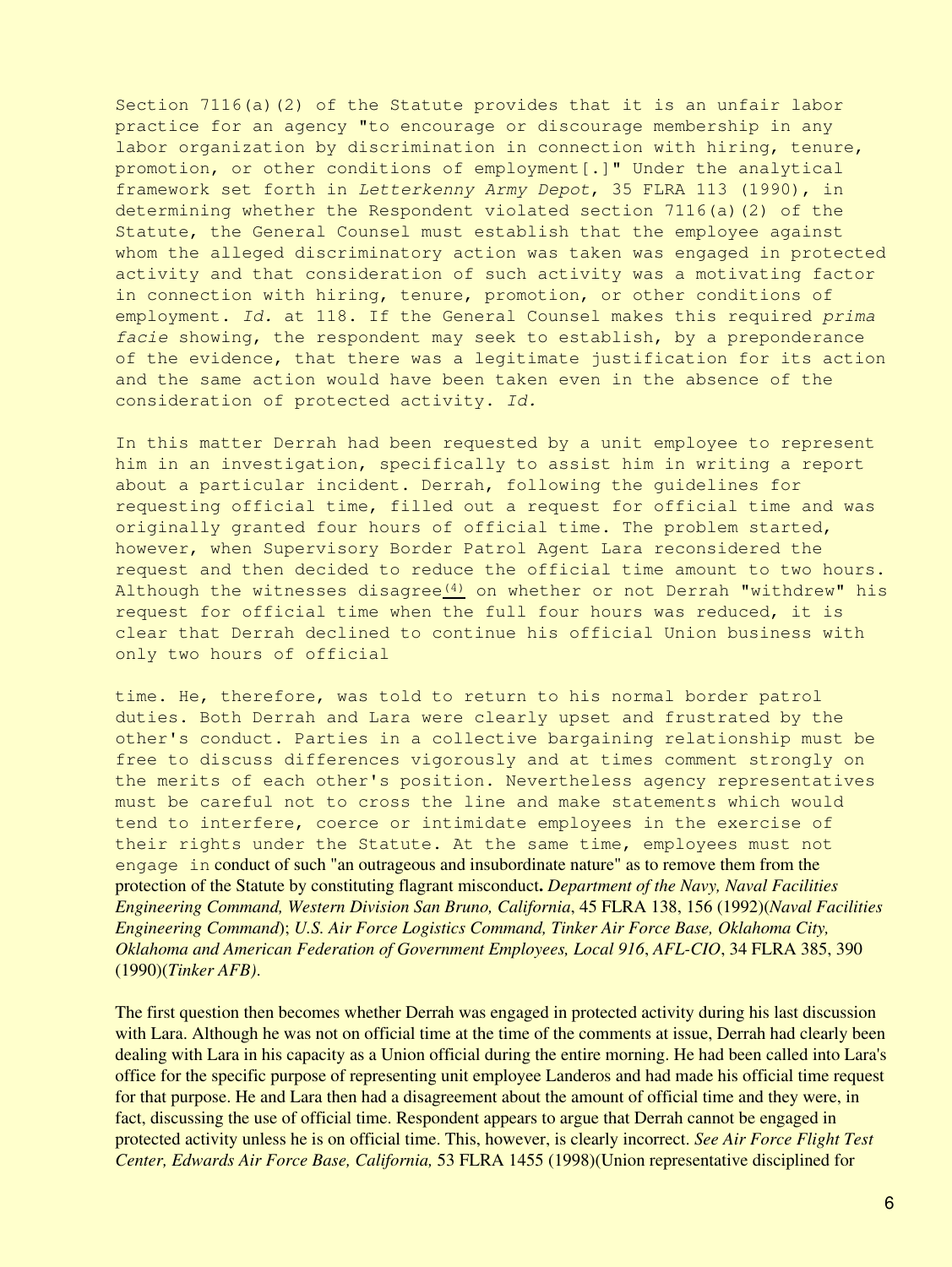Section 7116(a)(2) of the Statute provides that it is an unfair labor practice for an agency "to encourage or discourage membership in any labor organization by discrimination in connection with hiring, tenure, promotion, or other conditions of employment[.]" Under the analytical framework set forth in *Letterkenny Army Depot*, 35 FLRA 113 (1990), in determining whether the Respondent violated section 7116(a)(2) of the Statute, the General Counsel must establish that the employee against whom the alleged discriminatory action was taken was engaged in protected activity and that consideration of such activity was a motivating factor in connection with hiring, tenure, promotion, or other conditions of employment. *Id.* at 118. If the General Counsel makes this required *prima facie* showing, the respondent may seek to establish, by a preponderance of the evidence, that there was a legitimate justification for its action and the same action would have been taken even in the absence of the consideration of protected activity. *Id.*

In this matter Derrah had been requested by a unit employee to represent him in an investigation, specifically to assist him in writing a report about a particular incident. Derrah, following the guidelines for requesting official time, filled out a request for official time and was originally granted four hours of official time. The problem started, however, when Supervisory Border Patrol Agent Lara reconsidered the request and then decided to reduce the official time amount to two hours. Although the witnesses disagree[(4)] on whether or not Derrah "withdrew" his request for official time when the full four hours was reduced, it is clear that Derrah declined to continue his official Union business with only two hours of official time. He, therefore, was told to return to his normal border patrol duties. Both Derrah and Lara were clearly upset and frustrated by the other's conduct. Parties in a collective bargaining relationship must be free to discuss differences vigorously and at times comment strongly on the merits of each other's position. Nevertheless agency representatives must be careful not to cross the line and make statements which would tend to interfere, coerce or intimidate employees in the exercise of their rights under the Statute. At the same time, employees must not engage in conduct of such "an outrageous and insubordinate nature" as to remove them from the protection of the Statute by constituting flagrant misconduct**.** ***Department of the Navy, Naval Facilities Engineering Command, Western Division San Bruno, California***, 45 FLRA 138, 156 (1992)(*Naval Facilities Engineering Command*); *U.S. Air Force Logistics Command, Tinker Air Force Base, Oklahoma City, Oklahoma and American Federation of Government Employees, Local 916*, *AFL-CIO*, 34 FLRA 385, 390 (1990)(*Tinker AFB).*

The first question then becomes whether Derrah was engaged in protected activity during his last discussion with Lara. Although he was not on official time at the time of the comments at issue, Derrah had clearly been dealing with Lara in his capacity as a Union official during the entire morning. He had been called into Lara's office for the specific purpose of representing unit employee Landeros and had made his official time request for that purpose. He and Lara then had a disagreement about the amount of official time and they were, in fact, discussing the use of official time. Respondent appears to argue that Derrah cannot be engaged in protected activity unless he is on official time. This, however, is clearly incorrect. *See Air Force Flight Test Center, Edwards Air Force Base, California,* 53 FLRA 1455 (1998)(Union representative disciplined for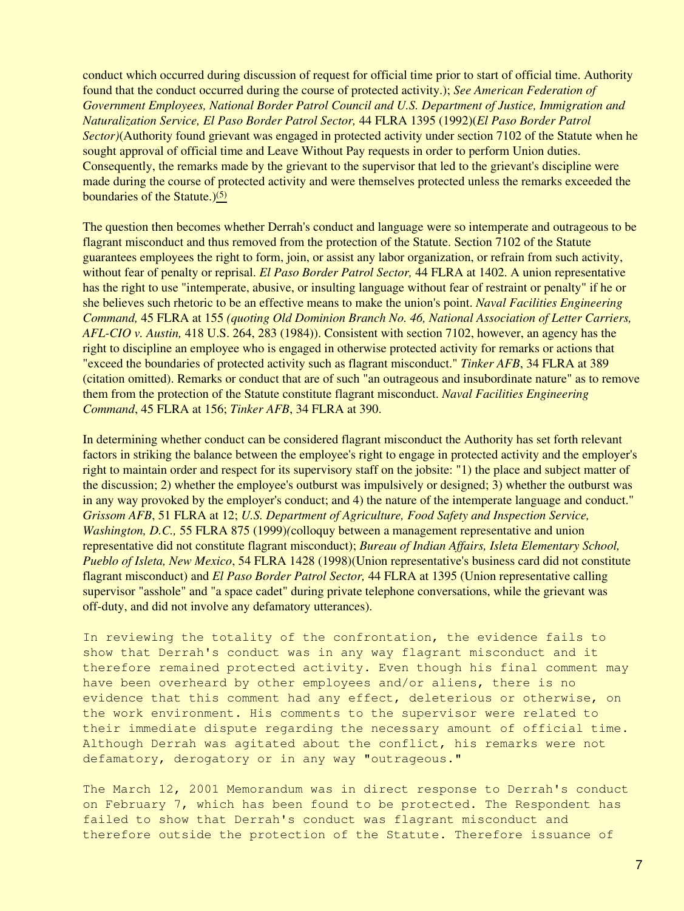conduct which occurred during discussion of request for official time prior to start of official time. Authority found that the conduct occurred during the course of protected activity.); *See American Federation of Government Employees, National Border Patrol Council and U.S. Department of Justice, Immigration and Naturalization Service, El Paso Border Patrol Sector,* 44 FLRA 1395 (1992)(*El Paso Border Patrol Sector)*(Authority found grievant was engaged in protected activity under section 7102 of the Statute when he sought approval of official time and Leave Without Pay requests in order to perform Union duties. Consequently, the remarks made by the grievant to the supervisor that led to the grievant's discipline were made during the course of protected activity and were themselves protected unless the remarks exceeded the boundaries of the Statute.)[5]

The question then becomes whether Derrah's conduct and language were so intemperate and outrageous to be flagrant misconduct and thus removed from the protection of the Statute. Section 7102 of the Statute guarantees employees the right to form, join, or assist any labor organization, or refrain from such activity, without fear of penalty or reprisal. *El Paso Border Patrol Sector,* 44 FLRA at 1402. A union representative has the right to use "intemperate, abusive, or insulting language without fear of restraint or penalty" if he or she believes such rhetoric to be an effective means to make the union's point. *Naval Facilities Engineering Command,* 45 FLRA at 155 *(quoting Old Dominion Branch No. 46, National Association of Letter Carriers, AFL-CIO v. Austin,* 418 U.S. 264, 283 (1984)). Consistent with section 7102, however, an agency has the right to discipline an employee who is engaged in otherwise protected activity for remarks or actions that "exceed the boundaries of protected activity such as flagrant misconduct." *Tinker AFB*, 34 FLRA at 389 (citation omitted). Remarks or conduct that are of such "an outrageous and insubordinate nature" as to remove them from the protection of the Statute constitute flagrant misconduct. *Naval Facilities Engineering Command*, 45 FLRA at 156; *Tinker AFB*, 34 FLRA at 390.

In determining whether conduct can be considered flagrant misconduct the Authority has set forth relevant factors in striking the balance between the employee's right to engage in protected activity and the employer's right to maintain order and respect for its supervisory staff on the jobsite: "1) the place and subject matter of the discussion; 2) whether the employee's outburst was impulsively or designed; 3) whether the outburst was in any way provoked by the employer's conduct; and 4) the nature of the intemperate language and conduct." *Grissom AFB*, 51 FLRA at 12; *U.S. Department of Agriculture, Food Safety and Inspection Service, Washington, D.C.,* 55 FLRA 875 (1999)(colloquy between a management representative and union representative did not constitute flagrant misconduct); *Bureau of Indian Affairs, Isleta Elementary School, Pueblo of Isleta, New Mexico*, 54 FLRA 1428 (1998)(Union representative's business card did not constitute flagrant misconduct) and *El Paso Border Patrol Sector,* 44 FLRA at 1395 (Union representative calling supervisor "asshole" and "a space cadet" during private telephone conversations, while the grievant was off-duty, and did not involve any defamatory utterances).

In reviewing the totality of the confrontation, the evidence fails to show that Derrah's conduct was in any way flagrant misconduct and it therefore remained protected activity. Even though his final comment may have been overheard by other employees and/or aliens, there is no evidence that this comment had any effect, deleterious or otherwise, on the work environment. His comments to the supervisor were related to their immediate dispute regarding the necessary amount of official time. Although Derrah was agitated about the conflict, his remarks were not defamatory, derogatory or in any way "outrageous."

The March 12, 2001 Memorandum was in direct response to Derrah's conduct on February 7, which has been found to be protected. The Respondent has failed to show that Derrah's conduct was flagrant misconduct and therefore outside the protection of the Statute. Therefore issuance of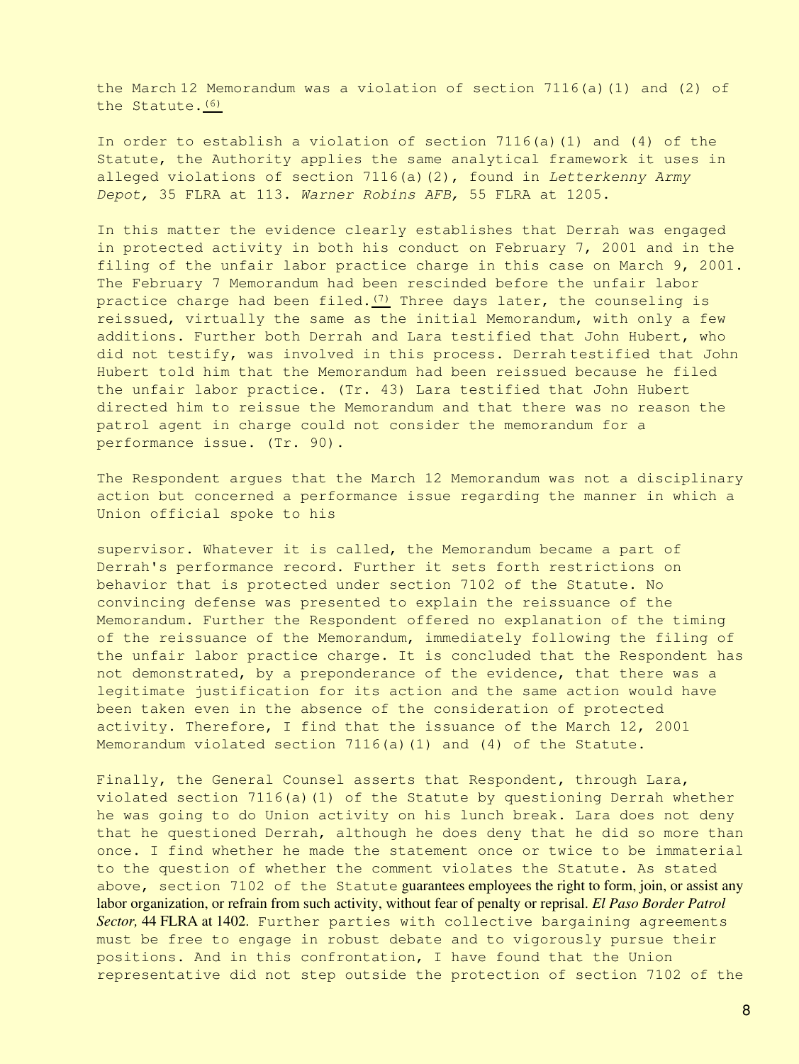the March 12 Memorandum was a violation of section 7116(a)(1) and (2) of the Statute.[(6)]

In order to establish a violation of section 7116(a)(1) and (4) of the Statute, the Authority applies the same analytical framework it uses in alleged violations of section 7116(a)(2), found in *Letterkenny Army Depot,* 35 FLRA at 113. *Warner Robins AFB,* 55 FLRA at 1205.

In this matter the evidence clearly establishes that Derrah was engaged in protected activity in both his conduct on February 7, 2001 and in the filing of the unfair labor practice charge in this case on March 9, 2001. The February 7 Memorandum had been rescinded before the unfair labor practice charge had been filed.[(7)] Three days later, the counseling is reissued, virtually the same as the initial Memorandum, with only a few additions. Further both Derrah and Lara testified that John Hubert, who did not testify, was involved in this process. Derrah testified that John Hubert told him that the Memorandum had been reissued because he filed the unfair labor practice. (Tr. 43) Lara testified that John Hubert directed him to reissue the Memorandum and that there was no reason the patrol agent in charge could not consider the memorandum for a performance issue. (Tr. 90).

The Respondent argues that the March 12 Memorandum was not a disciplinary action but concerned a performance issue regarding the manner in which a Union official spoke to his supervisor. Whatever it is called, the Memorandum became a part of Derrah's performance record. Further it sets forth restrictions on behavior that is protected under section 7102 of the Statute. No convincing defense was presented to explain the reissuance of the Memorandum. Further the Respondent offered no explanation of the timing of the reissuance of the Memorandum, immediately following the filing of the unfair labor practice charge. It is concluded that the Respondent has not demonstrated, by a preponderance of the evidence, that there was a legitimate justification for its action and the same action would have been taken even in the absence of the consideration of protected activity. Therefore, I find that the issuance of the March 12, 2001 Memorandum violated section 7116(a)(1) and (4) of the Statute.

Finally, the General Counsel asserts that Respondent, through Lara, violated section 7116(a)(1) of the Statute by questioning Derrah whether he was going to do Union activity on his lunch break. Lara does not deny that he questioned Derrah, although he does deny that he did so more than once. I find whether he made the statement once or twice to be immaterial to the question of whether the comment violates the Statute. As stated above, section 7102 of the Statute guarantees employees the right to form, join, or assist any labor organization, or refrain from such activity, without fear of penalty or reprisal. *El Paso Border Patrol Sector,* 44 FLRA at 1402. Further parties with collective bargaining agreements must be free to engage in robust debate and to vigorously pursue their positions. And in this confrontation, I have found that the Union representative did not step outside the protection of section 7102 of the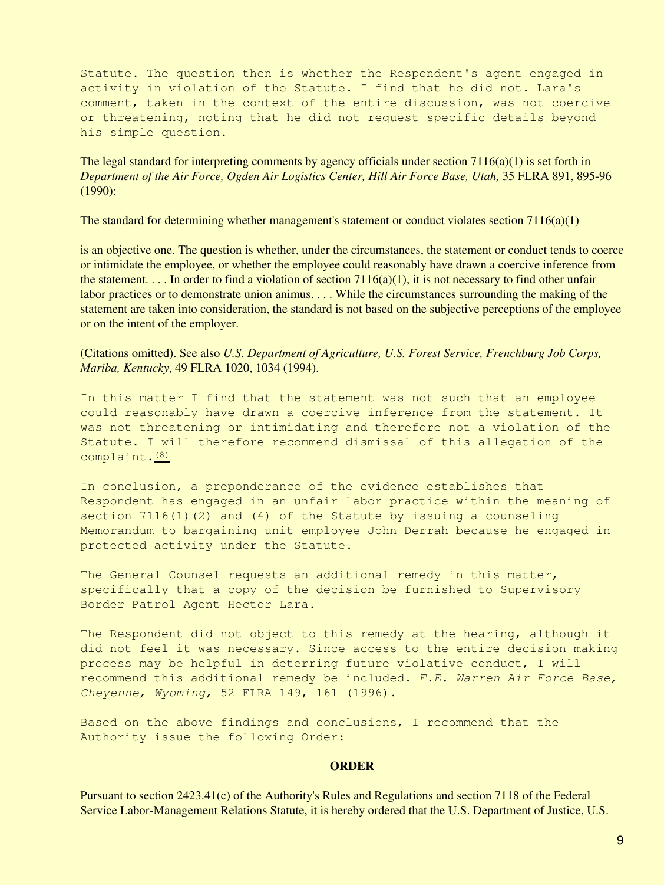Statute. The question then is whether the Respondent's agent engaged in activity in violation of the Statute. I find that he did not. Lara's comment, taken in the context of the entire discussion, was not coercive or threatening, noting that he did not request specific details beyond his simple question.

The legal standard for interpreting comments by agency officials under section 7116(a)(1) is set forth in *Department of the Air Force, Ogden Air Logistics Center, Hill Air Force Base, Utah,* 35 FLRA 891, 895-96 (1990):

The standard for determining whether management's statement or conduct violates section 7116(a)(1)

is an objective one. The question is whether, under the circumstances, the statement or conduct tends to coerce or intimidate the employee, or whether the employee could reasonably have drawn a coercive inference from the statement. . . . In order to find a violation of section 7116(a)(1), it is not necessary to find other unfair labor practices or to demonstrate union animus. . . . While the circumstances surrounding the making of the statement are taken into consideration, the standard is not based on the subjective perceptions of the employee or on the intent of the employer.

(Citations omitted). See also *U.S. Department of Agriculture, U.S. Forest Service, Frenchburg Job Corps, Mariba, Kentucky*, 49 FLRA 1020, 1034 (1994).

In this matter I find that the statement was not such that an employee could reasonably have drawn a coercive inference from the statement. It was not threatening or intimidating and therefore not a violation of the Statute. I will therefore recommend dismissal of this allegation of the complaint.[(8)]

In conclusion, a preponderance of the evidence establishes that Respondent has engaged in an unfair labor practice within the meaning of section 7116(1)(2) and (4) of the Statute by issuing a counseling Memorandum to bargaining unit employee John Derrah because he engaged in protected activity under the Statute.

The General Counsel requests an additional remedy in this matter, specifically that a copy of the decision be furnished to Supervisory Border Patrol Agent Hector Lara.

The Respondent did not object to this remedy at the hearing, although it did not feel it was necessary. Since access to the entire decision making process may be helpful in deterring future violative conduct, I will recommend this additional remedy be included. *F.E. Warren Air Force Base, Cheyenne, Wyoming,* 52 FLRA 149, 161 (1996).

Based on the above findings and conclusions, I recommend that the Authority issue the following Order:

## ORDER

Pursuant to section 2423.41(c) of the Authority's Rules and Regulations and section 7118 of the Federal Service Labor-Management Relations Statute, it is hereby ordered that the U.S. Department of Justice, U.S.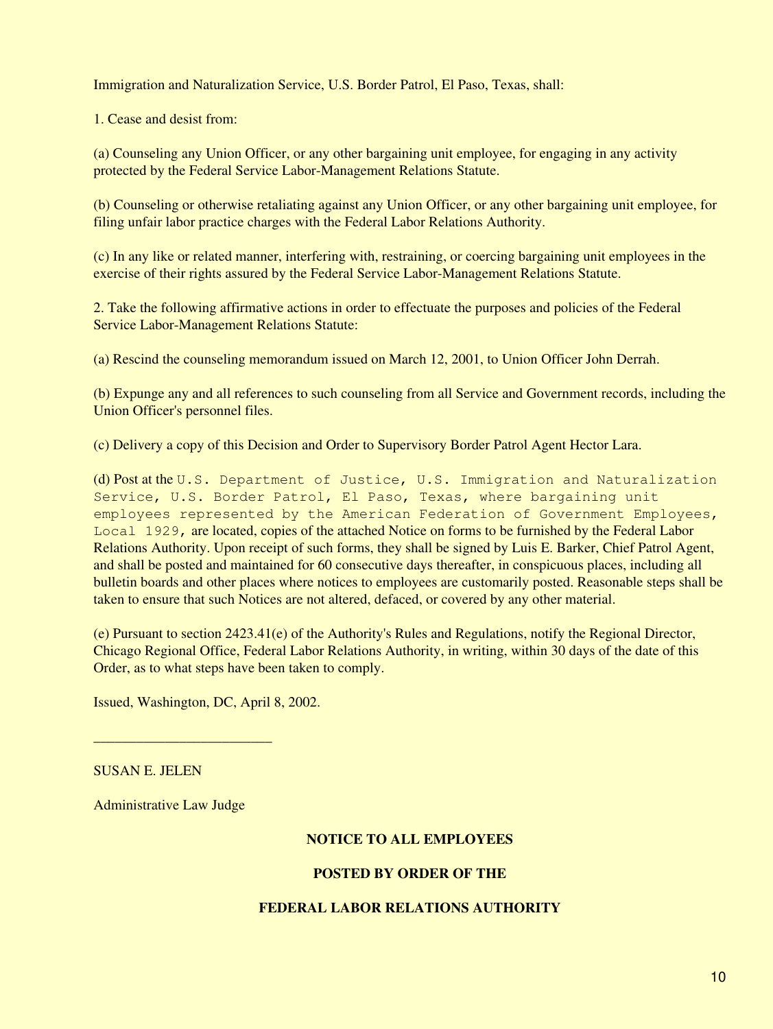Immigration and Naturalization Service, U.S. Border Patrol, El Paso, Texas, shall:

1. Cease and desist from:

(a) Counseling any Union Officer, or any other bargaining unit employee, for engaging in any activity protected by the Federal Service Labor-Management Relations Statute.

(b) Counseling or otherwise retaliating against any Union Officer, or any other bargaining unit employee, for filing unfair labor practice charges with the Federal Labor Relations Authority.

(c) In any like or related manner, interfering with, restraining, or coercing bargaining unit employees in the exercise of their rights assured by the Federal Service Labor-Management Relations Statute.

2. Take the following affirmative actions in order to effectuate the purposes and policies of the Federal Service Labor-Management Relations Statute:

(a) Rescind the counseling memorandum issued on March 12, 2001, to Union Officer John Derrah.

(b) Expunge any and all references to such counseling from all Service and Government records, including the Union Officer's personnel files.

(c) Delivery a copy of this Decision and Order to Supervisory Border Patrol Agent Hector Lara.

(d) Post at the U.S. Department of Justice, U.S. Immigration and Naturalization Service, U.S. Border Patrol, El Paso, Texas, where bargaining unit employees represented by the American Federation of Government Employees, Local 1929, are located, copies of the attached Notice on forms to be furnished by the Federal Labor Relations Authority. Upon receipt of such forms, they shall be signed by Luis E. Barker, Chief Patrol Agent, and shall be posted and maintained for 60 consecutive days thereafter, in conspicuous places, including all bulletin boards and other places where notices to employees are customarily posted. Reasonable steps shall be taken to ensure that such Notices are not altered, defaced, or covered by any other material.

(e) Pursuant to section 2423.41(e) of the Authority's Rules and Regulations, notify the Regional Director, Chicago Regional Office, Federal Labor Relations Authority, in writing, within 30 days of the date of this Order, as to what steps have been taken to comply.

Issued, Washington, DC, April 8, 2002.

\_\_\_\_\_\_\_\_\_\_\_\_\_\_\_\_\_\_\_\_\_\_\_\_\_

SUSAN E. JELEN

Administrative Law Judge

**NOTICE TO ALL EMPLOYEES**

**POSTED BY ORDER OF THE**

**FEDERAL LABOR RELATIONS AUTHORITY**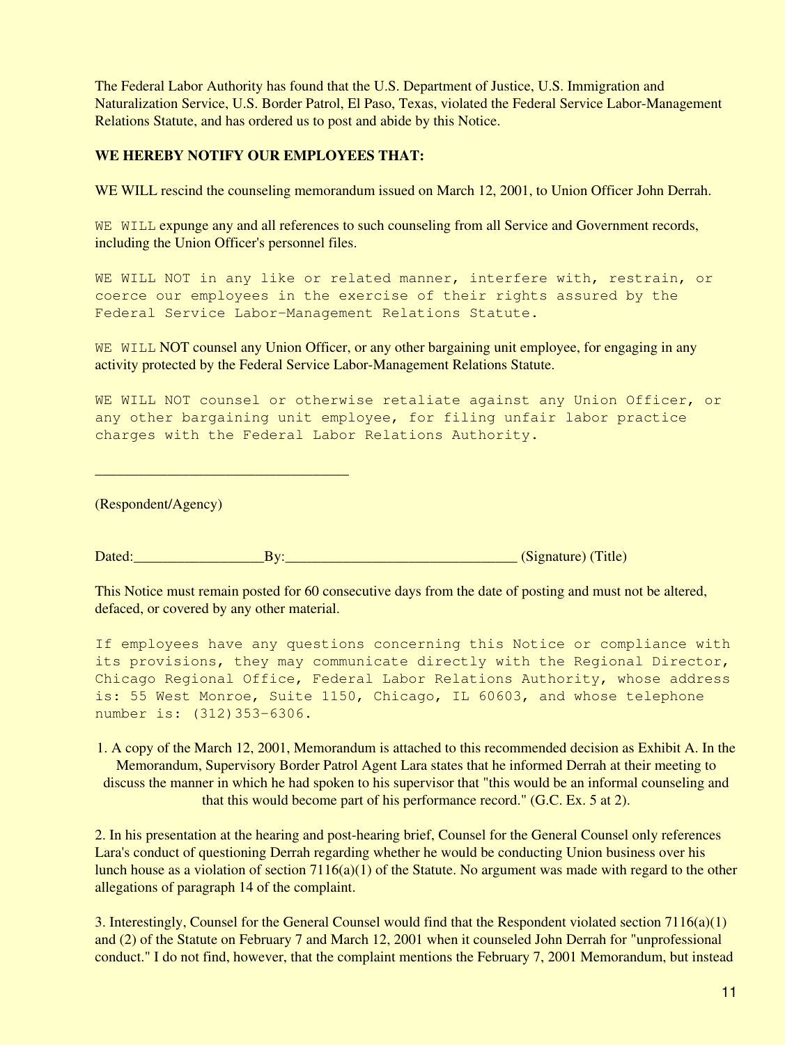The Federal Labor Authority has found that the U.S. Department of Justice, U.S. Immigration and Naturalization Service, U.S. Border Patrol, El Paso, Texas, violated the Federal Service Labor-Management Relations Statute, and has ordered us to post and abide by this Notice.

**WE HEREBY NOTIFY OUR EMPLOYEES THAT:**

WE WILL rescind the counseling memorandum issued on March 12, 2001, to Union Officer John Derrah.

WE WILL expunge any and all references to such counseling from all Service and Government records, including the Union Officer's personnel files.

WE WILL NOT in any like or related manner, interfere with, restrain, or coerce our employees in the exercise of their rights assured by the Federal Service Labor-Management Relations Statute.

WE WILL NOT counsel any Union Officer, or any other bargaining unit employee, for engaging in any activity protected by the Federal Service Labor-Management Relations Statute.

WE WILL NOT counsel or otherwise retaliate against any Union Officer, or any other bargaining unit employee, for filing unfair labor practice charges with the Federal Labor Relations Authority.

_________________________________

(Respondent/Agency)

Dated:_________________By:______________________________ (Signature) (Title)

This Notice must remain posted for 60 consecutive days from the date of posting and must not be altered, defaced, or covered by any other material.

If employees have any questions concerning this Notice or compliance with its provisions, they may communicate directly with the Regional Director, Chicago Regional Office, Federal Labor Relations Authority, whose address is: 55 West Monroe, Suite 1150, Chicago, IL 60603, and whose telephone number is: (312)353-6306.

1. A copy of the March 12, 2001, Memorandum is attached to this recommended decision as Exhibit A. In the Memorandum, Supervisory Border Patrol Agent Lara states that he informed Derrah at their meeting to discuss the manner in which he had spoken to his supervisor that "this would be an informal counseling and that this would become part of his performance record." (G.C. Ex. 5 at 2).

2. In his presentation at the hearing and post-hearing brief, Counsel for the General Counsel only references Lara's conduct of questioning Derrah regarding whether he would be conducting Union business over his lunch house as a violation of section 7116(a)(1) of the Statute. No argument was made with regard to the other allegations of paragraph 14 of the complaint.

3. Interestingly, Counsel for the General Counsel would find that the Respondent violated section 7116(a)(1) and (2) of the Statute on February 7 and March 12, 2001 when it counseled John Derrah for "unprofessional conduct." I do not find, however, that the complaint mentions the February 7, 2001 Memorandum, but instead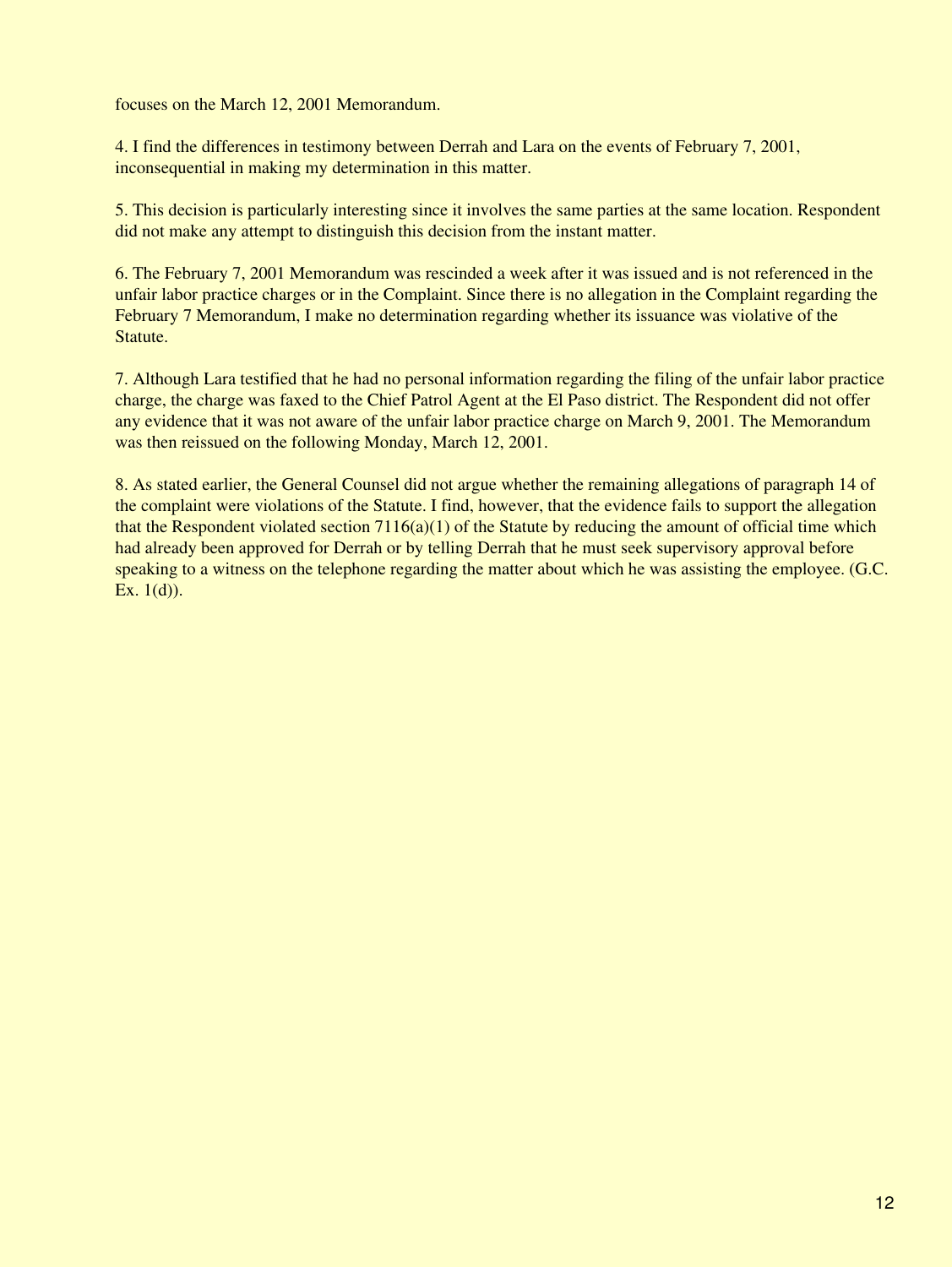focuses on the March 12, 2001 Memorandum.

4. I find the differences in testimony between Derrah and Lara on the events of February 7, 2001, inconsequential in making my determination in this matter.

5. This decision is particularly interesting since it involves the same parties at the same location. Respondent did not make any attempt to distinguish this decision from the instant matter.

6. The February 7, 2001 Memorandum was rescinded a week after it was issued and is not referenced in the unfair labor practice charges or in the Complaint. Since there is no allegation in the Complaint regarding the February 7 Memorandum, I make no determination regarding whether its issuance was violative of the Statute.

7. Although Lara testified that he had no personal information regarding the filing of the unfair labor practice charge, the charge was faxed to the Chief Patrol Agent at the El Paso district. The Respondent did not offer any evidence that it was not aware of the unfair labor practice charge on March 9, 2001. The Memorandum was then reissued on the following Monday, March 12, 2001.

8. As stated earlier, the General Counsel did not argue whether the remaining allegations of paragraph 14 of the complaint were violations of the Statute. I find, however, that the evidence fails to support the allegation that the Respondent violated section 7116(a)(1) of the Statute by reducing the amount of official time which had already been approved for Derrah or by telling Derrah that he must seek supervisory approval before speaking to a witness on the telephone regarding the matter about which he was assisting the employee. (G.C. Ex. 1(d)).